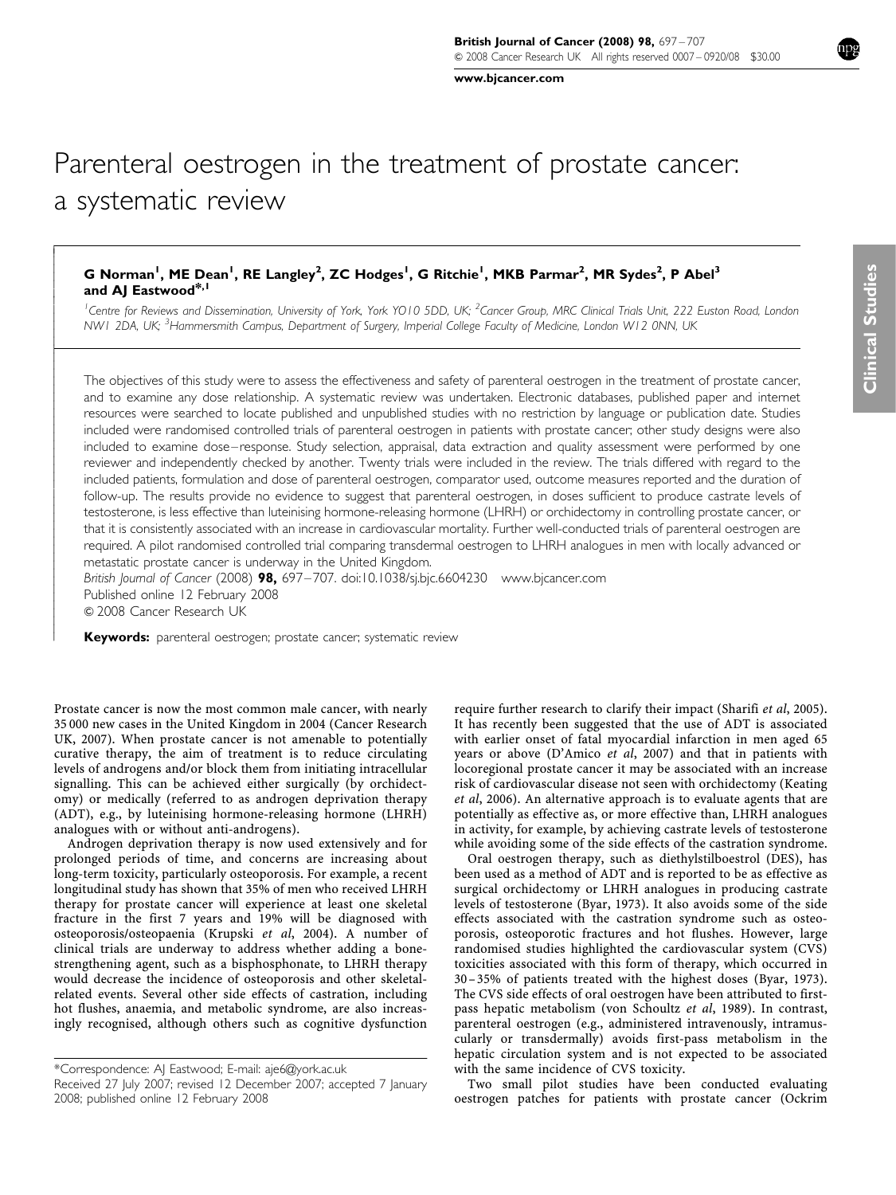# Parenteral oestrogen in the treatment of prostate cancer: a systematic review

**G Norman[1], ME Dean[1], RE Langley[2], ZC Hodges[1], G Ritchie[1], MKB Parmar[2], MR Sydes[2], P Abel[3] and AJ Eastwood*[,1]**

[1]*Centre for Reviews and Dissemination, University of York, York YO10 5DD, UK;* [2]*Cancer Group, MRC Clinical Trials Unit, 222 Euston Road, London NW1 2DA, UK;* [3]*Hammersmith Campus, Department of Surgery, Imperial College Faculty of Medicine, London W12 0NN, UK*

The objectives of this study were to assess the effectiveness and safety of parenteral oestrogen in the treatment of prostate cancer, and to examine any dose relationship. A systematic review was undertaken. Electronic databases, published paper and internet resources were searched to locate published and unpublished studies with no restriction by language or publication date. Studies included were randomised controlled trials of parenteral oestrogen in patients with prostate cancer; other study designs were also included to examine dose–response. Study selection, appraisal, data extraction and quality assessment were performed by one reviewer and independently checked by another. Twenty trials were included in the review. The trials differed with regard to the included patients, formulation and dose of parenteral oestrogen, comparator used, outcome measures reported and the duration of follow-up. The results provide no evidence to suggest that parenteral oestrogen, in doses sufficient to produce castrate levels of testosterone, is less effective than luteinising hormone-releasing hormone (LHRH) or orchidectomy in controlling prostate cancer, or that it is consistently associated with an increase in cardiovascular mortality. Further well-conducted trials of parenteral oestrogen are required. A pilot randomised controlled trial comparing transdermal oestrogen to LHRH analogues in men with locally advanced or metastatic prostate cancer is underway in the United Kingdom.

*British Journal of Cancer* (2008) **98,** 697–707. doi:10.1038/sj.bjc.6604230 www.bjcancer.com
Published online 12 February 2008
© 2008 Cancer Research UK

**Keywords:** parenteral oestrogen; prostate cancer; systematic review

Prostate cancer is now the most common male cancer, with nearly 35 000 new cases in the United Kingdom in 2004 (Cancer Research UK, 2007). When prostate cancer is not amenable to potentially curative therapy, the aim of treatment is to reduce circulating levels of androgens and/or block them from initiating intracellular signalling. This can be achieved either surgically (by orchidectomy) or medically (referred to as androgen deprivation therapy (ADT), e.g., by luteinising hormone-releasing hormone (LHRH) analogues with or without anti-androgens).

Androgen deprivation therapy is now used extensively and for prolonged periods of time, and concerns are increasing about long-term toxicity, particularly osteoporosis. For example, a recent longitudinal study has shown that 35% of men who received LHRH therapy for prostate cancer will experience at least one skeletal fracture in the first 7 years and 19% will be diagnosed with osteoporosis/osteopaenia (Krupski *et al*, 2004). A number of clinical trials are underway to address whether adding a bone-strengthening agent, such as a bisphosphonate, to LHRH therapy would decrease the incidence of osteoporosis and other skeletal-related events. Several other side effects of castration, including hot flushes, anaemia, and metabolic syndrome, are also increasingly recognised, although others such as cognitive dysfunction require further research to clarify their impact (Sharifi *et al*, 2005). It has recently been suggested that the use of ADT is associated with earlier onset of fatal myocardial infarction in men aged 65 years or above (D'Amico *et al*, 2007) and that in patients with locoregional prostate cancer it may be associated with an increase risk of cardiovascular disease not seen with orchidectomy (Keating *et al*, 2006). An alternative approach is to evaluate agents that are potentially as effective as, or more effective than, LHRH analogues in activity, for example, by achieving castrate levels of testosterone while avoiding some of the side effects of the castration syndrome.

Oral oestrogen therapy, such as diethylstilboestrol (DES), has been used as a method of ADT and is reported to be as effective as surgical orchidectomy or LHRH analogues in producing castrate levels of testosterone (Byar, 1973). It also avoids some of the side effects associated with the castration syndrome such as osteoporosis, osteoporotic fractures and hot flushes. However, large randomised studies highlighted the cardiovascular system (CVS) toxicities associated with this form of therapy, which occurred in 30–35% of patients treated with the highest doses (Byar, 1973). The CVS side effects of oral oestrogen have been attributed to first-pass hepatic metabolism (von Schoultz *et al*, 1989). In contrast, parenteral oestrogen (e.g., administered intravenously, intramuscularly or transdermally) avoids first-pass metabolism in the hepatic circulation system and is not expected to be associated with the same incidence of CVS toxicity.

Two small pilot studies have been conducted evaluating oestrogen patches for patients with prostate cancer (Ockrim

*Correspondence: AJ Eastwood; E-mail: aje6@york.ac.uk
Received 27 July 2007; revised 12 December 2007; accepted 7 January 2008; published online 12 February 2008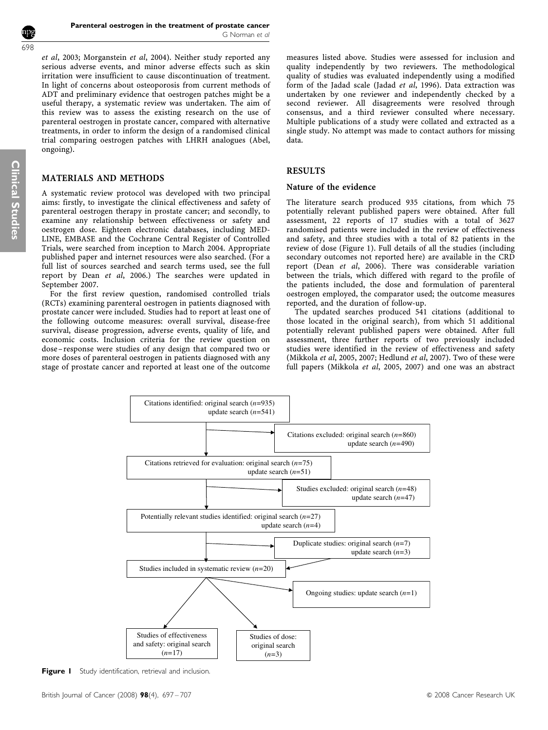et al, 2003; Morganstein et al, 2004). Neither study reported any serious adverse events, and minor adverse effects such as skin irritation were insufficient to cause discontinuation of treatment. In light of concerns about osteoporosis from current methods of ADT and preliminary evidence that oestrogen patches might be a useful therapy, a systematic review was undertaken. The aim of this review was to assess the existing research on the use of parenteral oestrogen in prostate cancer, compared with alternative treatments, in order to inform the design of a randomised clinical trial comparing oestrogen patches with LHRH analogues (Abel, ongoing).

## MATERIALS AND METHODS

A systematic review protocol was developed with two principal aims: firstly, to investigate the clinical effectiveness and safety of parenteral oestrogen therapy in prostate cancer; and secondly, to examine any relationship between effectiveness or safety and oestrogen dose. Eighteen electronic databases, including MEDLINE, EMBASE and the Cochrane Central Register of Controlled Trials, were searched from inception to March 2004. Appropriate published paper and internet resources were also searched. (For a full list of sources searched and search terms used, see the full report by Dean et al, 2006.) The searches were updated in September 2007.

For the first review question, randomised controlled trials (RCTs) examining parenteral oestrogen in patients diagnosed with prostate cancer were included. Studies had to report at least one of the following outcome measures: overall survival, disease-free survival, disease progression, adverse events, quality of life, and economic costs. Inclusion criteria for the review question on dose–response were studies of any design that compared two or more doses of parenteral oestrogen in patients diagnosed with any stage of prostate cancer and reported at least one of the outcome measures listed above. Studies were assessed for inclusion and quality independently by two reviewers. The methodological quality of studies was evaluated independently using a modified form of the Jadad scale (Jadad et al, 1996). Data extraction was undertaken by one reviewer and independently checked by a second reviewer. All disagreements were resolved through consensus, and a third reviewer consulted where necessary. Multiple publications of a study were collated and extracted as a single study. No attempt was made to contact authors for missing data.

## RESULTS

### Nature of the evidence

The literature search produced 935 citations, from which 75 potentially relevant published papers were obtained. After full assessment, 22 reports of 17 studies with a total of 3627 randomised patients were included in the review of effectiveness and safety, and three studies with a total of 82 patients in the review of dose (Figure 1). Full details of all the studies (including secondary outcomes not reported here) are available in the CRD report (Dean et al, 2006). There was considerable variation between the trials, which differed with regard to the profile of the patients included, the dose and formulation of parenteral oestrogen employed, the comparator used; the outcome measures reported, and the duration of follow-up.

The updated searches produced 541 citations (additional to those located in the original search), from which 51 additional potentially relevant published papers were obtained. After full assessment, three further reports of two previously included studies were identified in the review of effectiveness and safety (Mikkola et al, 2005, 2007; Hedlund et al, 2007). Two of these were full papers (Mikkola et al, 2005, 2007) and one was an abstract

Citations identified: original search (n=935)
update search (n=541)

Citations excluded: original search (n=860)
update search (n=490)

Citations retrieved for evaluation: original search (n=75)
update search (n=51)

Studies excluded: original search (n=48)
update search (n=47)

Potentially relevant studies identified: original search (n=27)
update search (n=4)

Duplicate studies: original search (n=7)
update search (n=3)

Studies included in systematic review (n=20)

Ongoing studies: update search (n=1)

Studies of effectiveness and safety: original search (n=17)

Studies of dose: original search (n=3)

**Figure 1** Study identification, retrieval and inclusion.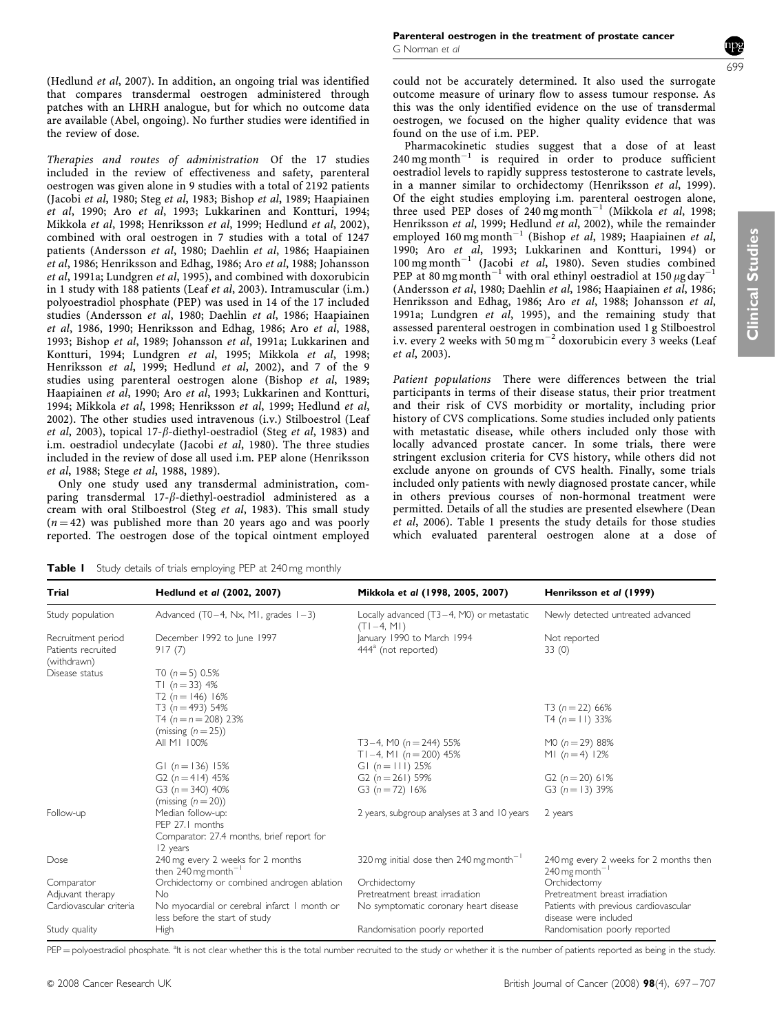(Hedlund *et al*, 2007). In addition, an ongoing trial was identified that compares transdermal oestrogen administered through patches with an LHRH analogue, but for which no outcome data are available (Abel, ongoing). No further studies were identified in the review of dose.

*Therapies and routes of administration* Of the 17 studies included in the review of effectiveness and safety, parenteral oestrogen was given alone in 9 studies with a total of 2192 patients (Jacobi *et al*, 1980; Steg *et al*, 1983; Bishop *et al*, 1989; Haapiainen *et al*, 1990; Aro *et al*, 1993; Lukkarinen and Kontturi, 1994; Mikkola *et al*, 1998; Henriksson *et al*, 1999; Hedlund *et al*, 2002), combined with oral oestrogen in 7 studies with a total of 1247 patients (Andersson *et al*, 1980; Daehlin *et al*, 1986; Haapiainen *et al*, 1986; Henriksson and Edhag, 1986; Aro *et al*, 1988; Johansson *et al*, 1991a; Lundgren *et al*, 1995), and combined with doxorubicin in 1 study with 188 patients (Leaf *et al*, 2003). Intramuscular (i.m.) polyoestradiol phosphate (PEP) was used in 14 of the 17 included studies (Andersson *et al*, 1980; Daehlin *et al*, 1986; Haapiainen *et al*, 1986, 1990; Henriksson and Edhag, 1986; Aro *et al*, 1988, 1993; Bishop *et al*, 1989; Johansson *et al*, 1991a; Lukkarinen and Kontturi, 1994; Lundgren *et al*, 1995; Mikkola *et al*, 1998; Henriksson *et al*, 1999; Hedlund *et al*, 2002), and 7 of the 9 studies using parenteral oestrogen alone (Bishop *et al*, 1989; Haapiainen *et al*, 1990; Aro *et al*, 1993; Lukkarinen and Kontturi, 1994; Mikkola *et al*, 1998; Henriksson *et al*, 1999; Hedlund *et al*, 2002). The other studies used intravenous (i.v.) Stilboestrol (Leaf *et al*, 2003), topical 17-$\beta$-diethyl-oestradiol (Steg *et al*, 1983) and i.m. oestradiol undecylate (Jacobi *et al*, 1980). The three studies included in the review of dose all used i.m. PEP alone (Henriksson *et al*, 1988; Stege *et al*, 1988, 1989).

Only one study used any transdermal administration, comparing transdermal 17-$\beta$-diethyl-oestradiol administered as a cream with oral Stilboestrol (Steg *et al*, 1983). This small study ($n = 42$) was published more than 20 years ago and was poorly reported. The oestrogen dose of the topical ointment employed could not be accurately determined. It also used the surrogate outcome measure of urinary flow to assess tumour response. As this was the only identified evidence on the use of transdermal oestrogen, we focused on the higher quality evidence that was found on the use of i.m. PEP.

Pharmacokinetic studies suggest that a dose of at least 240 mg month$^{-1}$ is required in order to produce sufficient oestradiol levels to rapidly suppress testosterone to castrate levels, in a manner similar to orchidectomy (Henriksson *et al*, 1999). Of the eight studies employing i.m. parenteral oestrogen alone, three used PEP doses of 240 mg month$^{-1}$ (Mikkola *et al*, 1998; Henriksson *et al*, 1999; Hedlund *et al*, 2002), while the remainder employed 160 mg month$^{-1}$ (Bishop *et al*, 1989; Haapiainen *et al*, 1990; Aro *et al*, 1993; Lukkarinen and Kontturi, 1994) or 100 mg month$^{-1}$ (Jacobi *et al*, 1980). Seven studies combined PEP at 80 mg month$^{-1}$ with oral ethinyl oestradiol at 150 $\mu$g day$^{-1}$ (Andersson *et al*, 1980; Daehlin *et al*, 1986; Haapiainen *et al*, 1986; Henriksson and Edhag, 1986; Aro *et al*, 1988; Johansson *et al*, 1991a; Lundgren *et al*, 1995), and the remaining study that assessed parenteral oestrogen in combination used 1 g Stilboestrol i.v. every 2 weeks with 50 mg m$^{-2}$ doxorubicin every 3 weeks (Leaf *et al*, 2003).

*Patient populations* There were differences between the trial participants in terms of their disease status, their prior treatment and their risk of CVS morbidity or mortality, including prior history of CVS complications. Some studies included only patients with metastatic disease, while others included only those with locally advanced prostate cancer. In some trials, there were stringent exclusion criteria for CVS history, while others did not exclude anyone on grounds of CVS health. Finally, some trials included only patients with newly diagnosed prostate cancer, while in others previous courses of non-hormonal treatment were permitted. Details of all the studies are presented elsewhere (Dean *et al*, 2006). Table 1 presents the study details for those studies which evaluated parenteral oestrogen alone at a dose of

**Table 1** Study details of trials employing PEP at 240 mg monthly

| Trial | Hedlund *et al* (2002, 2007) | Mikkola *et al* (1998, 2005, 2007) | Henriksson *et al* (1999) |
|---|---|---|---|
| Study population | Advanced (T0–4, Nx, M1, grades 1–3) | Locally advanced (T3–4, M0) or metastatic (T1–4, M1) | Newly detected untreated advanced |
| Recruitment period | December 1992 to June 1997 | January 1990 to March 1994 | Not reported |
| Patients recruited (withdrawn) | 917 (7) | 444[a] (not reported) | 33 (0) |
| Disease status | T0 ($n = 5$) 0.5%<br>T1 ($n = 33$) 4%<br>T2 ($n = 146$) 16%<br>T3 ($n = 493$) 54%<br>T4 ($n = n = 208$) 23%<br>(missing ($n = 25$)) | | T3 ($n = 22$) 66%<br>T4 ($n = 11$) 33% |
| | All M1 100% | T3–4, M0 ($n = 244$) 55%<br>T1–4, M1 ($n = 200$) 45% | M0 ($n = 29$) 88%<br>M1 ($n = 4$) 12% |
| | G1 ($n = 136$) 15%<br>G2 ($n = 414$) 45%<br>G3 ($n = 340$) 40%<br>(missing ($n = 20$)) | G1 ($n = 111$) 25%<br>G2 ($n = 261$) 59%<br>G3 ($n = 72$) 16% | G2 ($n = 20$) 61%<br>G3 ($n = 13$) 39% |
| Follow-up | Median follow-up:<br>PEP 27.1 months<br>Comparator: 27.4 months, brief report for 12 years | 2 years, subgroup analyses at 3 and 10 years | 2 years |
| Dose | 240 mg every 2 weeks for 2 months then 240 mg month$^{-1}$ | 320 mg initial dose then 240 mg month$^{-1}$ | 240 mg every 2 weeks for 2 months then 240 mg month$^{-1}$ |
| Comparator | Orchidectomy or combined androgen ablation | Orchidectomy | Orchidectomy |
| Adjuvant therapy | No | Pretreatment breast irradiation | Pretreatment breast irradiation |
| Cardiovascular criteria | No myocardial or cerebral infarct 1 month or less before the start of study | No symptomatic coronary heart disease | Patients with previous cardiovascular disease were included |
| Study quality | High | Randomisation poorly reported | Randomisation poorly reported |

PEP = polyoestradiol phosphate. [a]It is not clear whether this is the total number recruited to the study or whether it is the number of patients reported as being in the study.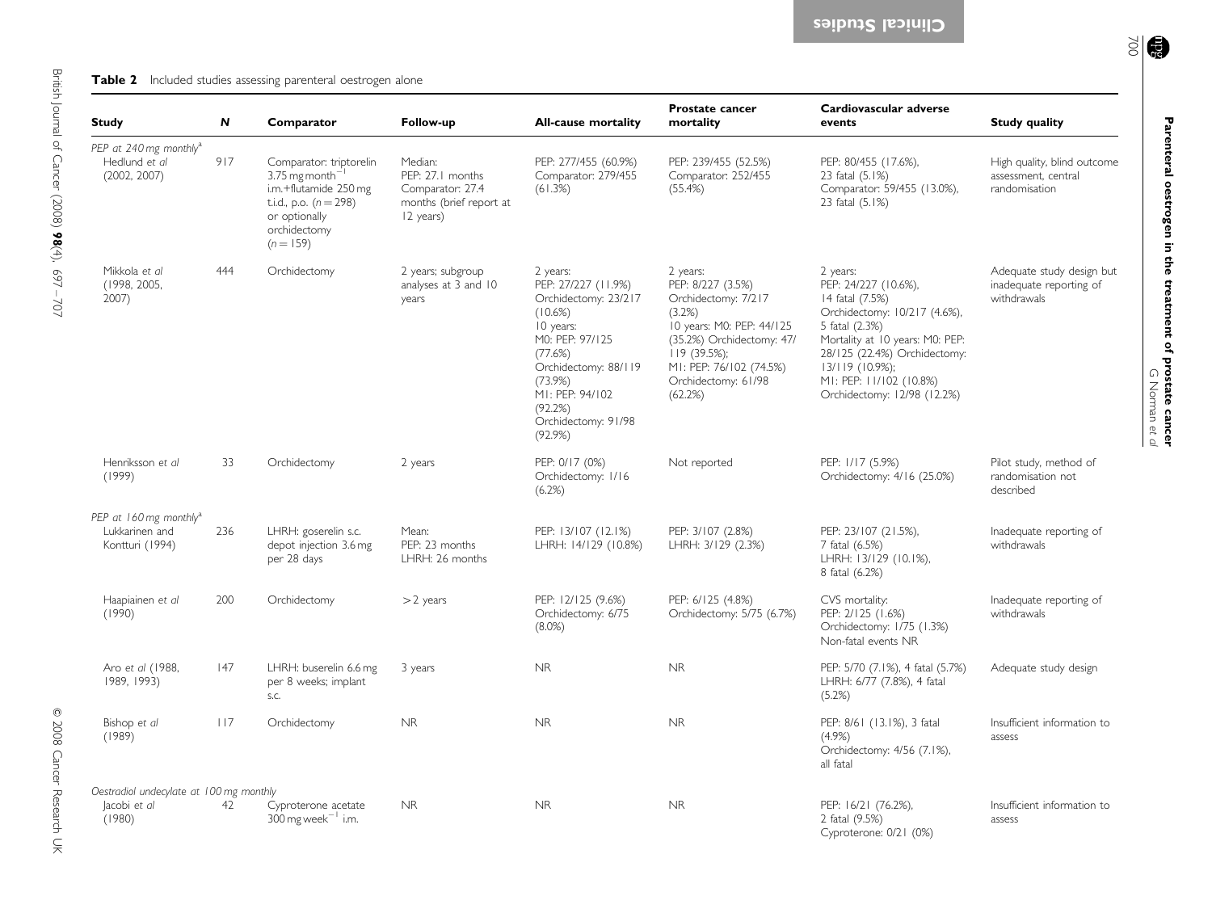**Table 2** Included studies assessing parenteral oestrogen alone

| Study | N | Comparator | Follow-up | All-cause mortality | Prostate cancer mortality | Cardiovascular adverse events | Study quality |
|---|---|---|---|---|---|---|---|
| *PEP at 240 mg monthly*[a] | | | | | | | |
| Hedlund *et al* (2002, 2007) | 917 | Comparator: triptorelin 3.75 mg month$^{-1}$ i.m.+flutamide 250 mg t.i.d., p.o. ($n=298$) or optionally orchidectomy ($n=159$) | Median: PEP: 27.1 months Comparator: 27.4 months (brief report at 12 years) | PEP: 277/455 (60.9%) Comparator: 279/455 (61.3%) | PEP: 239/455 (52.5%) Comparator: 252/455 (55.4%) | PEP: 80/455 (17.6%), 23 fatal (5.1%) Comparator: 59/455 (13.0%), 23 fatal (5.1%) | High quality, blind outcome assessment, central randomisation |
| Mikkola *et al* (1998, 2005, 2007) | 444 | Orchidectomy | 2 years; subgroup analyses at 3 and 10 years | 2 years: PEP: 27/227 (11.9%) Orchidectomy: 23/217 (10.6%) 10 years: M0: PEP: 97/125 (77.6%) Orchidectomy: 88/119 (73.9%) M1: PEP: 94/102 (92.2%) Orchidectomy: 91/98 (92.9%) | 2 years: PEP: 8/227 (3.5%) Orchidectomy: 7/217 (3.2%) 10 years: M0: PEP: 44/125 (35.2%) Orchidectomy: 47/119 (39.5%); M1: PEP: 76/102 (74.5%) Orchidectomy: 61/98 (62.2%) | 2 years: PEP: 24/227 (10.6%), 14 fatal (7.5%) Orchidectomy: 10/217 (4.6%), 5 fatal (2.3%) Mortality at 10 years: M0: PEP: 28/125 (22.4%) Orchidectomy: 13/119 (10.9%); M1: PEP: 11/102 (10.8%) Orchidectomy: 12/98 (12.2%) | Adequate study design but inadequate reporting of withdrawals |
| Henriksson *et al* (1999) | 33 | Orchidectomy | 2 years | PEP: 0/17 (0%) Orchidectomy: 1/16 (6.2%) | Not reported | PEP: 1/17 (5.9%) Orchidectomy: 4/16 (25.0%) | Pilot study, method of randomisation not described |
| *PEP at 160 mg monthly*[a] | | | | | | | |
| Lukkarinen and Kontturi (1994) | 236 | LHRH: goserelin s.c. depot injection 3.6 mg per 28 days | Mean: PEP: 23 months LHRH: 26 months | PEP: 13/107 (12.1%) LHRH: 14/129 (10.8%) | PEP: 3/107 (2.8%) LHRH: 3/129 (2.3%) | PEP: 23/107 (21.5%), 7 fatal (6.5%) LHRH: 13/129 (10.1%), 8 fatal (6.2%) | Inadequate reporting of withdrawals |
| Haapiainen *et al* (1990) | 200 | Orchidectomy | >2 years | PEP: 12/125 (9.6%) Orchidectomy: 6/75 (8.0%) | PEP: 6/125 (4.8%) Orchidectomy: 5/75 (6.7%) | CVS mortality: PEP: 2/125 (1.6%) Orchidectomy: 1/75 (1.3%) Non-fatal events NR | Inadequate reporting of withdrawals |
| Aro *et al* (1988, 1989, 1993) | 147 | LHRH: buserelin 6.6 mg per 8 weeks; implant s.c. | 3 years | NR | NR | PEP: 5/70 (7.1%), 4 fatal (5.7%) LHRH: 6/77 (7.8%), 4 fatal (5.2%) | Adequate study design |
| Bishop *et al* (1989) | 117 | Orchidectomy | NR | NR | NR | PEP: 8/61 (13.1%), 3 fatal (4.9%) Orchidectomy: 4/56 (7.1%), all fatal | Insufficient information to assess |
| *Oestradiol undecylate at 100 mg monthly* | | | | | | | |
| Jacobi *et al* (1980) | 42 | Cyproterone acetate 300 mg week$^{-1}$ i.m. | NR | NR | NR | PEP: 16/21 (76.2%), 2 fatal (9.5%) Cyproterone: 0/21 (0%) | Insufficient information to assess |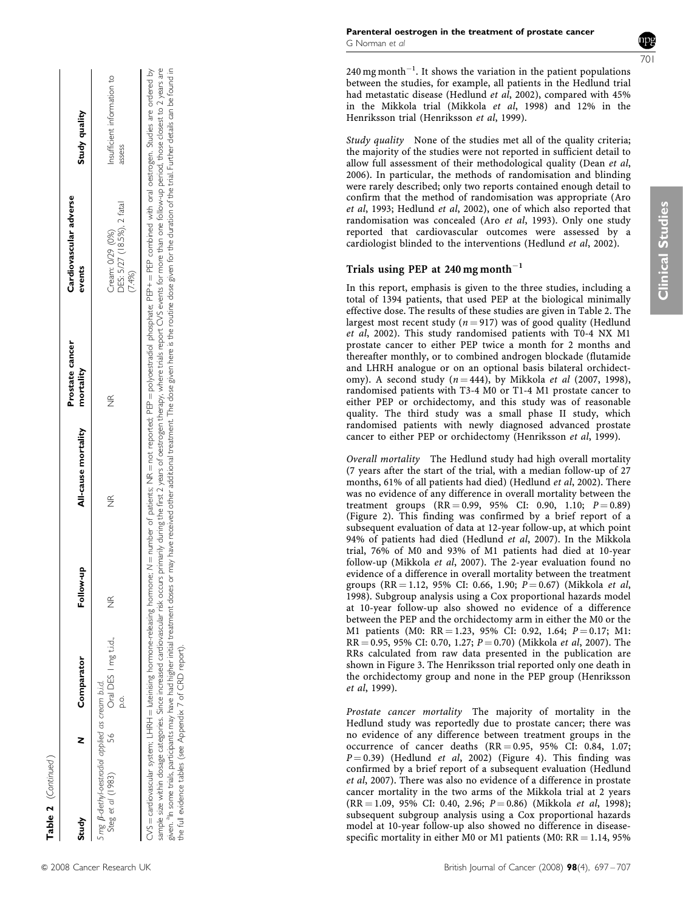**Table 2** (*Continued*)

| Study | N | Comparator | Follow-up | All-cause mortality | Prostate cancer mortality | Cardiovascular adverse events | Study quality |
|---|---|---|---|---|---|---|---|
| *5 mg β-diethyl-oestradiol applied as cream b.i.d.* | | | | | | | |
| Steg *et al* (1983) | 56 | Oral DES 1 mg t.i.d., p.o. | NR | NR | NR | Cream: 0/29 (0%) DES: 5/27 (18.5%), 2 fatal (7.4%) | Insufficient information to assess |

CVS = cardiovascular system; LHRH = luteinising hormone-releasing hormone; *N* = number of patients; NR = not reported; PEP = polyoestradiol phosphate; PEP+ = PEP combined with oral oestrogen. Studies are ordered by sample size within dosage categories. Since increased cardiovascular risk occurs primarily during the first 2 years of oestrogen therapy, where trials report CVS events for more than one follow-up period, those closest to 2 years are given. [a]In some trials, participants may have had higher initial treatment doses or may have received other additional treatment. The dose given here is the routine dose given for the duration of the trial. Further details can be found in the full evidence tables (see Appendix 7 of CRD report).

240 mg month$^{-1}$. It shows the variation in the patient populations between the studies, for example, all patients in the Hedlund trial had metastatic disease (Hedlund *et al*, 2002), compared with 45% in the Mikkola trial (Mikkola *et al*, 1998) and 12% in the Henriksson trial (Henriksson *et al*, 1999).

*Study quality* None of the studies met all of the quality criteria; the majority of the studies were not reported in sufficient detail to allow full assessment of their methodological quality (Dean *et al*, 2006). In particular, the methods of randomisation and blinding were rarely described; only two reports contained enough detail to confirm that the method of randomisation was appropriate (Aro *et al*, 1993; Hedlund *et al*, 2002), one of which also reported that randomisation was concealed (Aro *et al*, 1993). Only one study reported that cardiovascular outcomes were assessed by a cardiologist blinded to the interventions (Hedlund *et al*, 2002).

## Trials using PEP at 240 mg month$^{-1}$

In this report, emphasis is given to the three studies, including a total of 1394 patients, that used PEP at the biological minimally effective dose. The results of these studies are given in Table 2. The largest most recent study ($n = 917$) was of good quality (Hedlund *et al*, 2002). This study randomised patients with T0-4 NX M1 prostate cancer to either PEP twice a month for 2 months and thereafter monthly, or to combined androgen blockade (flutamide and LHRH analogue or on an optional basis bilateral orchidectomy). A second study ($n = 444$), by Mikkola *et al* (2007, 1998), randomised patients with T3-4 M0 or T1-4 M1 prostate cancer to either PEP or orchidectomy, and this study was of reasonable quality. The third study was a small phase II study, which randomised patients with newly diagnosed advanced prostate cancer to either PEP or orchidectomy (Henriksson *et al*, 1999).

*Overall mortality* The Hedlund study had high overall mortality (7 years after the start of the trial, with a median follow-up of 27 months, 61% of all patients had died) (Hedlund *et al*, 2002). There was no evidence of any difference in overall mortality between the treatment groups (RR = 0.99, 95% CI: 0.90, 1.10; $P = 0.89$) (Figure 2). This finding was confirmed by a brief report of a subsequent evaluation of data at 12-year follow-up, at which point 94% of patients had died (Hedlund *et al*, 2007). In the Mikkola trial, 76% of M0 and 93% of M1 patients had died at 10-year follow-up (Mikkola *et al*, 2007). The 2-year evaluation found no evidence of a difference in overall mortality between the treatment groups (RR = 1.12, 95% CI: 0.66, 1.90; $P = 0.67$) (Mikkola *et al*, 1998). Subgroup analysis using a Cox proportional hazards model at 10-year follow-up also showed no evidence of a difference between the PEP and the orchidectomy arm in either the M0 or the M1 patients (M0: RR = 1.23, 95% CI: 0.92, 1.64; $P = 0.17$; M1: RR = 0.95, 95% CI: 0.70, 1.27; $P = 0.70$) (Mikkola *et al*, 2007). The RRs calculated from raw data presented in the publication are shown in Figure 3. The Henriksson trial reported only one death in the orchidectomy group and none in the PEP group (Henriksson *et al*, 1999).

*Prostate cancer mortality* The majority of mortality in the Hedlund study was reportedly due to prostate cancer; there was no evidence of any difference between treatment groups in the occurrence of cancer deaths (RR = 0.95, 95% CI: 0.84, 1.07; $P = 0.39$) (Hedlund *et al*, 2002) (Figure 4). This finding was confirmed by a brief report of a subsequent evaluation (Hedlund *et al*, 2007). There was also no evidence of a difference in prostate cancer mortality in the two arms of the Mikkola trial at 2 years (RR = 1.09, 95% CI: 0.40, 2.96; $P = 0.86$) (Mikkola *et al*, 1998); subsequent subgroup analysis using a Cox proportional hazards model at 10-year follow-up also showed no difference in disease-specific mortality in either M0 or M1 patients (M0: RR = 1.14, 95%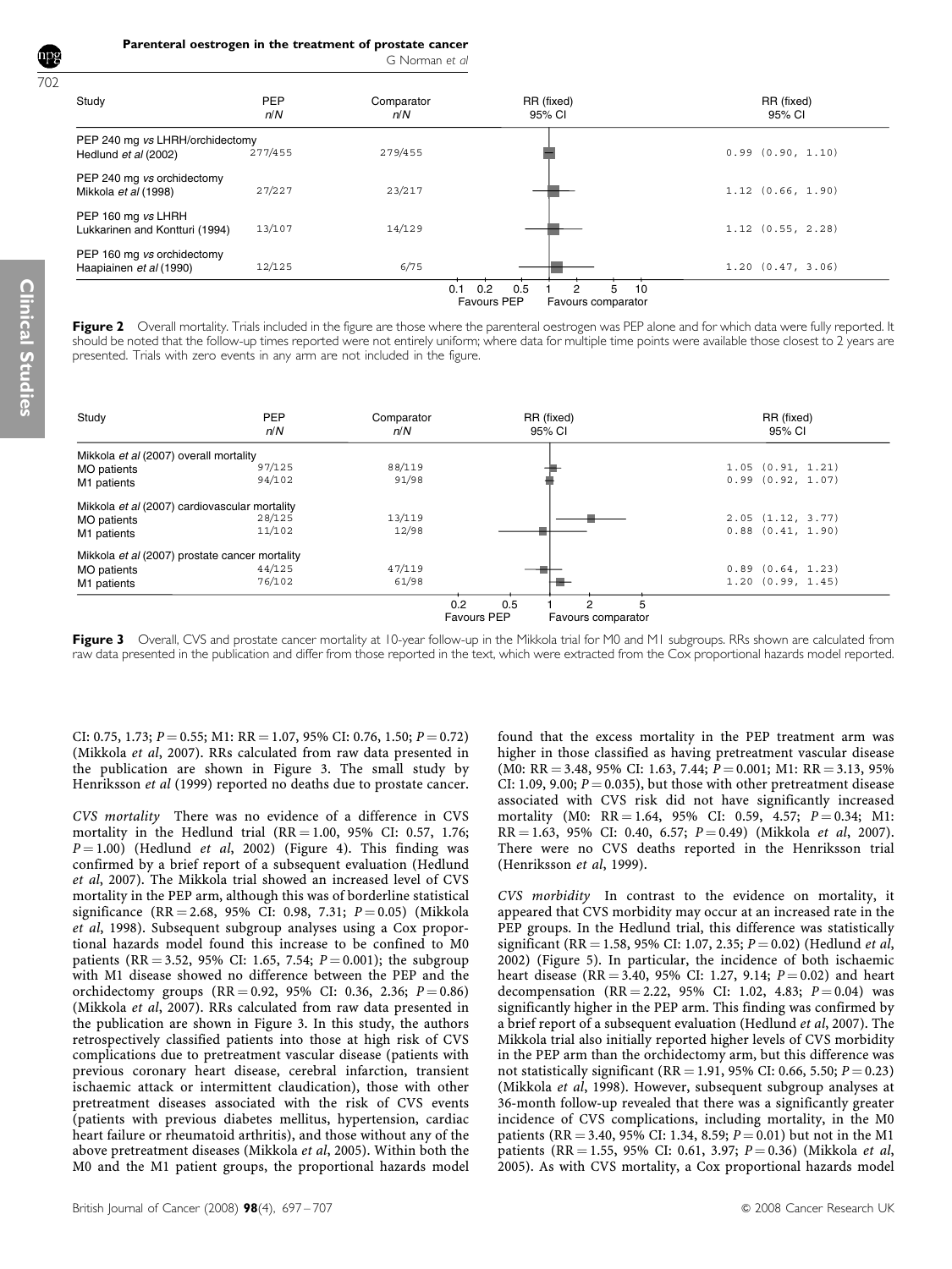| Study | PEP n/N | Comparator n/N | RR (fixed) 95% CI |
|---|---|---|---|
| PEP 240 mg vs LHRH/orchidectomy | | | |
| Hedlund *et al* (2002) | 277/455 | 279/455 | 0.99 (0.90, 1.10) |
| PEP 240 mg vs orchidectomy | | | |
| Mikkola *et al* (1998) | 27/227 | 23/217 | 1.12 (0.66, 1.90) |
| PEP 160 mg vs LHRH | | | |
| Lukkarinen and Kontturi (1994) | 13/107 | 14/129 | 1.12 (0.55, 2.28) |
| PEP 160 mg vs orchidectomy | | | |
| Haapiainen *et al* (1990) | 12/125 | 6/75 | 1.20 (0.47, 3.06) |

Favours PEP — Favours comparator

**Figure 2** Overall mortality. Trials included in the figure are those where the parenteral oestrogen was PEP alone and for which data were fully reported. It should be noted that the follow-up times reported were not entirely uniform; where data for multiple time points were available those closest to 2 years are presented. Trials with zero events in any arm are not included in the figure.

| Study | PEP n/N | Comparator n/N | RR (fixed) 95% CI |
|---|---|---|---|
| Mikkola *et al* (2007) overall mortality | | | |
| MO patients | 97/125 | 88/119 | 1.05 (0.91, 1.21) |
| M1 patients | 94/102 | 91/98 | 0.99 (0.92, 1.07) |
| Mikkola *et al* (2007) cardiovascular mortality | | | |
| MO patients | 28/125 | 13/119 | 2.05 (1.12, 3.77) |
| M1 patients | 11/102 | 12/98 | 0.88 (0.41, 1.90) |
| Mikkola *et al* (2007) prostate cancer mortality | | | |
| MO patients | 44/125 | 47/119 | 0.89 (0.64, 1.23) |
| M1 patients | 76/102 | 61/98 | 1.20 (0.99, 1.45) |

Favours PEP — Favours comparator

**Figure 3** Overall, CVS and prostate cancer mortality at 10-year follow-up in the Mikkola trial for M0 and M1 subgroups. RRs shown are calculated from raw data presented in the publication and differ from those reported in the text, which were extracted from the Cox proportional hazards model reported.

CI: 0.75, 1.73; $P = 0.55$; M1: RR = 1.07, 95% CI: 0.76, 1.50; $P = 0.72$) (Mikkola *et al*, 2007). RRs calculated from raw data presented in the publication are shown in Figure 3. The small study by Henriksson *et al* (1999) reported no deaths due to prostate cancer.

*CVS mortality* There was no evidence of a difference in CVS mortality in the Hedlund trial (RR = 1.00, 95% CI: 0.57, 1.76; $P = 1.00$) (Hedlund *et al*, 2002) (Figure 4). This finding was confirmed by a brief report of a subsequent evaluation (Hedlund *et al*, 2007). The Mikkola trial showed an increased level of CVS mortality in the PEP arm, although this was of borderline statistical significance (RR = 2.68, 95% CI: 0.98, 7.31; $P = 0.05$) (Mikkola *et al*, 1998). Subsequent subgroup analyses using a Cox proportional hazards model found this increase to be confined to M0 patients (RR = 3.52, 95% CI: 1.65, 7.54; $P = 0.001$); the subgroup with M1 disease showed no difference between the PEP and the orchidectomy groups (RR = 0.92, 95% CI: 0.36, 2.36; $P = 0.86$) (Mikkola *et al*, 2007). RRs calculated from raw data presented in the publication are shown in Figure 3. In this study, the authors retrospectively classified patients into those at high risk of CVS complications due to pretreatment vascular disease (patients with previous coronary heart disease, cerebral infarction, transient ischaemic attack or intermittent claudication), those with other pretreatment diseases associated with the risk of CVS events (patients with previous diabetes mellitus, hypertension, cardiac heart failure or rheumatoid arthritis), and those without any of the above pretreatment diseases (Mikkola *et al*, 2005). Within both the M0 and the M1 patient groups, the proportional hazards model found that the excess mortality in the PEP treatment arm was higher in those classified as having pretreatment vascular disease (M0: RR = 3.48, 95% CI: 1.63, 7.44; $P = 0.001$; M1: RR = 3.13, 95% CI: 1.09, 9.00; $P = 0.035$), but those with other pretreatment disease associated with CVS risk did not have significantly increased mortality (M0: RR = 1.64, 95% CI: 0.59, 4.57; $P = 0.34$; M1: RR = 1.63, 95% CI: 0.40, 6.57; $P = 0.49$) (Mikkola *et al*, 2007). There were no CVS deaths reported in the Henriksson trial (Henriksson *et al*, 1999).

*CVS morbidity* In contrast to the evidence on mortality, it appeared that CVS morbidity may occur at an increased rate in the PEP groups. In the Hedlund trial, this difference was statistically significant (RR = 1.58, 95% CI: 1.07, 2.35; $P = 0.02$) (Hedlund *et al*, 2002) (Figure 5). In particular, the incidence of both ischaemic heart disease (RR = 3.40, 95% CI: 1.27, 9.14; $P = 0.02$) and heart decompensation (RR = 2.22, 95% CI: 1.02, 4.83; $P = 0.04$) was significantly higher in the PEP arm. This finding was confirmed by a brief report of a subsequent evaluation (Hedlund *et al*, 2007). The Mikkola trial also initially reported higher levels of CVS morbidity in the PEP arm than the orchidectomy arm, but this difference was not statistically significant (RR = 1.91, 95% CI: 0.66, 5.50; $P = 0.23$) (Mikkola *et al*, 1998). However, subsequent subgroup analyses at 36-month follow-up revealed that there was a significantly greater incidence of CVS complications, including mortality, in the M0 patients (RR = 3.40, 95% CI: 1.34, 8.59; $P = 0.01$) but not in the M1 patients (RR = 1.55, 95% CI: 0.61, 3.97; $P = 0.36$) (Mikkola *et al*, 2005). As with CVS mortality, a Cox proportional hazards model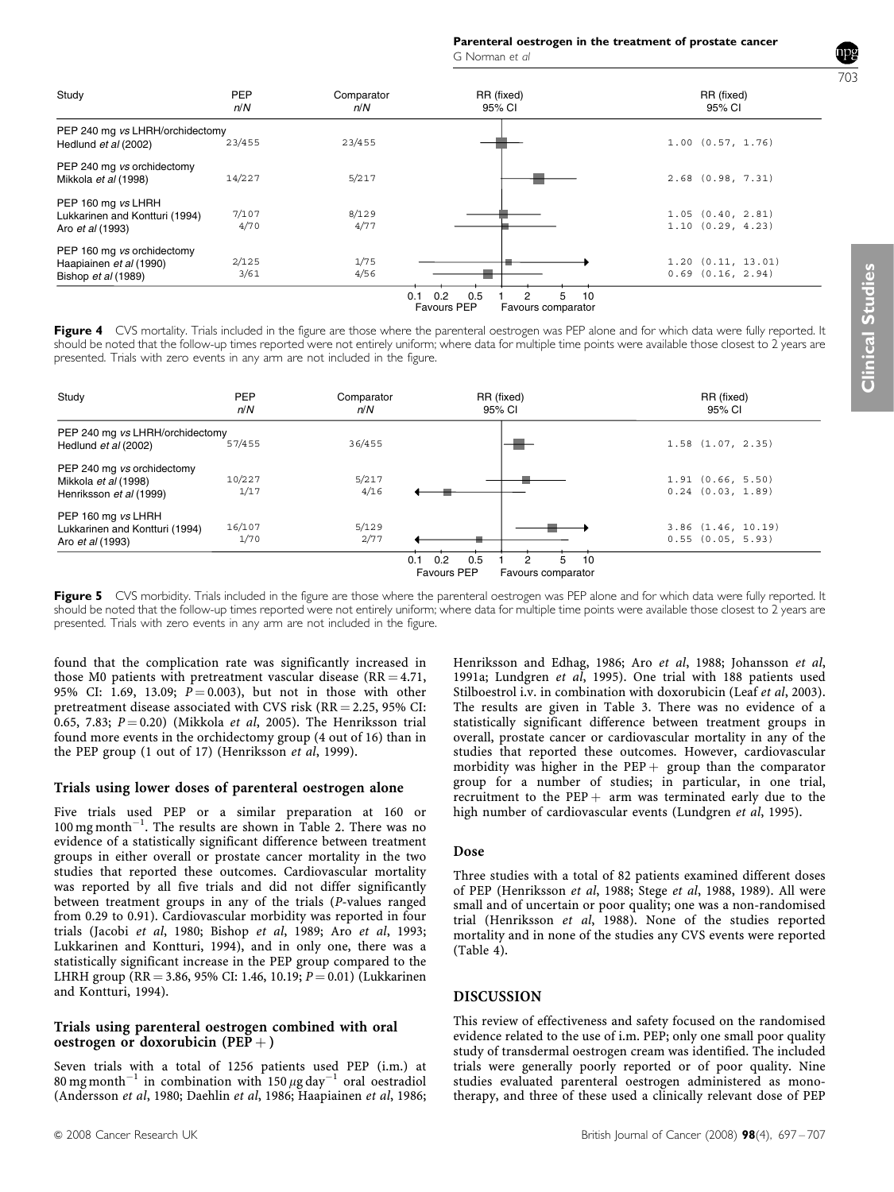| Study | PEP n/N | Comparator n/N | RR (fixed) 95% CI |
|---|---|---|---|
| PEP 240 mg vs LHRH/orchidectomy | | | |
| Hedlund et al (2002) | 23/455 | 23/455 | 1.00 (0.57, 1.76) |
| PEP 240 mg vs orchidectomy | | | |
| Mikkola et al (1998) | 14/227 | 5/217 | 2.68 (0.98, 7.31) |
| PEP 160 mg vs LHRH | | | |
| Lukkarinen and Kontturi (1994) | 7/107 | 8/129 | 1.05 (0.40, 2.81) |
| Aro et al (1993) | 4/70 | 4/77 | 1.10 (0.29, 4.23) |
| PEP 160 mg vs orchidectomy | | | |
| Haapiainen et al (1990) | 2/125 | 1/75 | 1.20 (0.11, 13.01) |
| Bishop et al (1989) | 3/61 | 4/56 | 0.69 (0.16, 2.94) |

**Figure 4** CVS mortality. Trials included in the figure are those where the parenteral oestrogen was PEP alone and for which data were fully reported. It should be noted that the follow-up times reported were not entirely uniform; where data for multiple time points were available those closest to 2 years are presented. Trials with zero events in any arm are not included in the figure.

| Study | PEP n/N | Comparator n/N | RR (fixed) 95% CI |
|---|---|---|---|
| PEP 240 mg vs LHRH/orchidectomy | | | |
| Hedlund et al (2002) | 57/455 | 36/455 | 1.58 (1.07, 2.35) |
| PEP 240 mg vs orchidectomy | | | |
| Mikkola et al (1998) | 10/227 | 5/217 | 1.91 (0.66, 5.50) |
| Henriksson et al (1999) | 1/17 | 4/16 | 0.24 (0.03, 1.89) |
| PEP 160 mg vs LHRH | | | |
| Lukkarinen and Kontturi (1994) | 16/107 | 5/129 | 3.86 (1.46, 10.19) |
| Aro et al (1993) | 1/70 | 2/77 | 0.55 (0.05, 5.93) |

**Figure 5** CVS morbidity. Trials included in the figure are those where the parenteral oestrogen was PEP alone and for which data were fully reported. It should be noted that the follow-up times reported were not entirely uniform; where data for multiple time points were available those closest to 2 years are presented. Trials with zero events in any arm are not included in the figure.

found that the complication rate was significantly increased in those M0 patients with pretreatment vascular disease (RR = 4.71, 95% CI: 1.69, 13.09; $P = 0.003$), but not in those with other pretreatment disease associated with CVS risk (RR = 2.25, 95% CI: 0.65, 7.83; $P = 0.20$) (Mikkola *et al*, 2005). The Henriksson trial found more events in the orchidectomy group (4 out of 16) than in the PEP group (1 out of 17) (Henriksson *et al*, 1999).

### Trials using lower doses of parenteral oestrogen alone

Five trials used PEP or a similar preparation at 160 or 100 mg month$^{-1}$. The results are shown in Table 2. There was no evidence of a statistically significant difference between treatment groups in either overall or prostate cancer mortality in the two studies that reported these outcomes. Cardiovascular mortality was reported by all five trials and did not differ significantly between treatment groups in any of the trials (*P*-values ranged from 0.29 to 0.91). Cardiovascular morbidity was reported in four trials (Jacobi *et al*, 1980; Bishop *et al*, 1989; Aro *et al*, 1993; Lukkarinen and Kontturi, 1994), and in only one, there was a statistically significant increase in the PEP group compared to the LHRH group (RR = 3.86, 95% CI: 1.46, 10.19; $P = 0.01$) (Lukkarinen and Kontturi, 1994).

### Trials using parenteral oestrogen combined with oral oestrogen or doxorubicin (PEP +)

Seven trials with a total of 1256 patients used PEP (i.m.) at 80 mg month$^{-1}$ in combination with 150 $\mu$g day$^{-1}$ oral oestradiol (Andersson *et al*, 1980; Daehlin *et al*, 1986; Haapiainen *et al*, 1986; Henriksson and Edhag, 1986; Aro *et al*, 1988; Johansson *et al*, 1991a; Lundgren *et al*, 1995). One trial with 188 patients used Stilboestrol i.v. in combination with doxorubicin (Leaf *et al*, 2003). The results are given in Table 3. There was no evidence of a statistically significant difference between treatment groups in overall, prostate cancer or cardiovascular mortality in any of the studies that reported these outcomes. However, cardiovascular morbidity was higher in the PEP+ group than the comparator group for a number of studies; in particular, in one trial, recruitment to the PEP+ arm was terminated early due to the high number of cardiovascular events (Lundgren *et al*, 1995).

### Dose

Three studies with a total of 82 patients examined different doses of PEP (Henriksson *et al*, 1988; Stege *et al*, 1988, 1989). All were small and of uncertain or poor quality; one was a non-randomised trial (Henriksson *et al*, 1988). None of the studies reported mortality and in none of the studies any CVS events were reported (Table 4).

## DISCUSSION

This review of effectiveness and safety focused on the randomised evidence related to the use of i.m. PEP; only one small poor quality study of transdermal oestrogen cream was identified. The included trials were generally poorly reported or of poor quality. Nine studies evaluated parenteral oestrogen administered as monotherapy, and three of these used a clinically relevant dose of PEP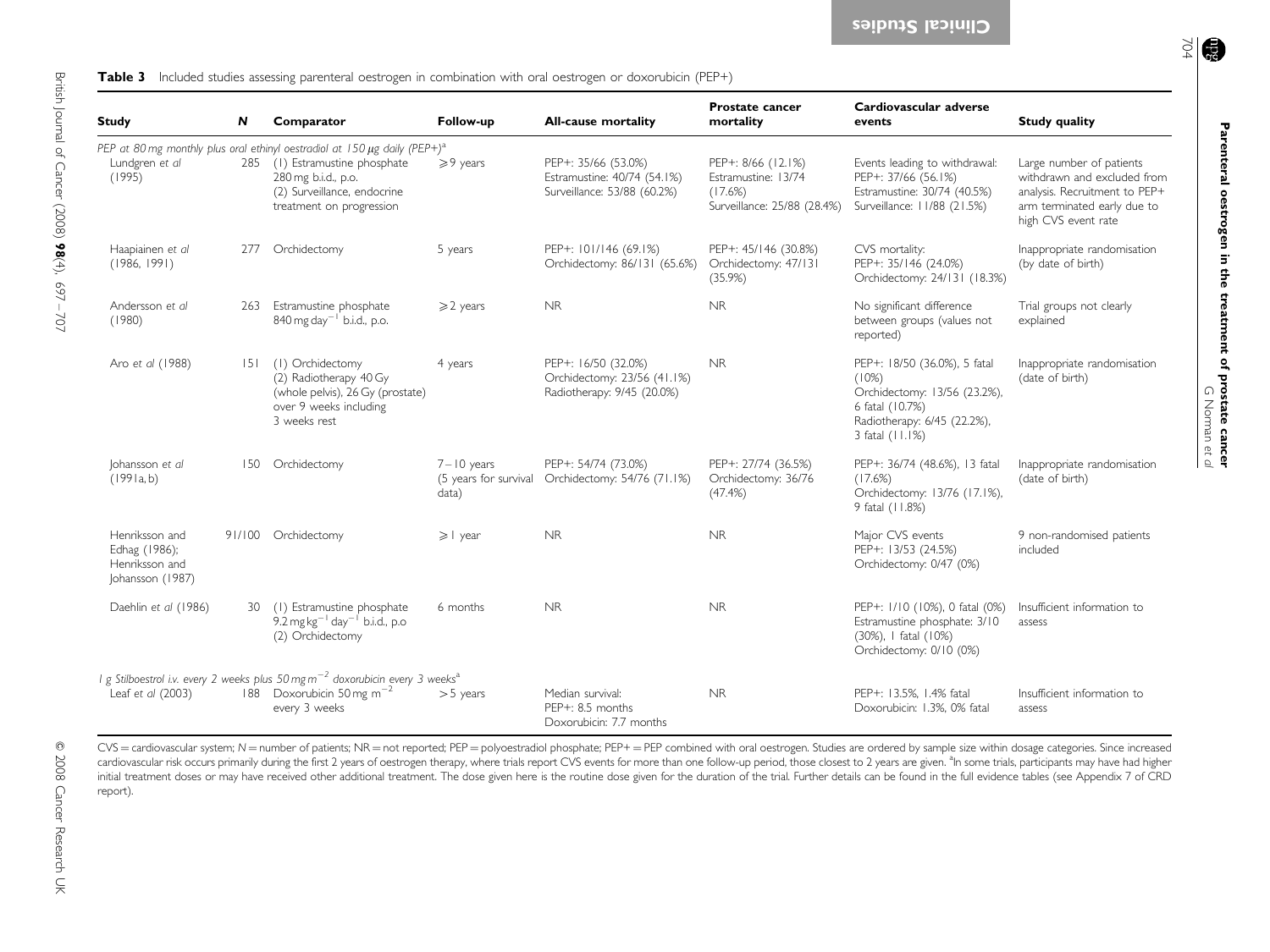**Table 3** Included studies assessing parenteral oestrogen in combination with oral oestrogen or doxorubicin (PEP+)

| Study | N | Comparator | Follow-up | All-cause mortality | Prostate cancer mortality | Cardiovascular adverse events | Study quality |
|---|---|---|---|---|---|---|---|
| *PEP at 80 mg monthly plus oral ethinyl oestradiol at 150 μg daily (PEP+)*[a] | | | | | | | |
| Lundgren *et al* (1995) | 285 | (1) Estramustine phosphate 280 mg b.i.d., p.o. (2) Surveillance, endocrine treatment on progression | ⩾9 years | PEP+: 35/66 (53.0%) Estramustine: 40/74 (54.1%) Surveillance: 53/88 (60.2%) | PEP+: 8/66 (12.1%) Estramustine: 13/74 (17.6%) Surveillance: 25/88 (28.4%) | Events leading to withdrawal: PEP+: 37/66 (56.1%) Estramustine: 30/74 (40.5%) Surveillance: 11/88 (21.5%) | Large number of patients withdrawn and excluded from analysis. Recruitment to PEP+ arm terminated early due to high CVS event rate |
| Haapiainen *et al* (1986, 1991) | 277 | Orchidectomy | 5 years | PEP+: 101/146 (69.1%) Orchidectomy: 86/131 (65.6%) | PEP+: 45/146 (30.8%) Orchidectomy: 47/131 (35.9%) | CVS mortality: PEP+: 35/146 (24.0%) Orchidectomy: 24/131 (18.3%) | Inappropriate randomisation (by date of birth) |
| Andersson *et al* (1980) | 263 | Estramustine phosphate 840 mg day$^{-1}$ b.i.d., p.o. | ⩾2 years | NR | NR | No significant difference between groups (values not reported) | Trial groups not clearly explained |
| Aro *et al* (1988) | 151 | (1) Orchidectomy (2) Radiotherapy 40 Gy (whole pelvis), 26 Gy (prostate) over 9 weeks including 3 weeks rest | 4 years | PEP+: 16/50 (32.0%) Orchidectomy: 23/56 (41.1%) Radiotherapy: 9/45 (20.0%) | NR | PEP+: 18/50 (36.0%), 5 fatal (10%) Orchidectomy: 13/56 (23.2%), 6 fatal (10.7%) Radiotherapy: 6/45 (22.2%), 3 fatal (11.1%) | Inappropriate randomisation (date of birth) |
| Johansson *et al* (1991a, b) | 150 | Orchidectomy | 7–10 years (5 years for survival data) | PEP+: 54/74 (73.0%) Orchidectomy: 54/76 (71.1%) | PEP+: 27/74 (36.5%) Orchidectomy: 36/76 (47.4%) | PEP+: 36/74 (48.6%), 13 fatal (17.6%) Orchidectomy: 13/76 (17.1%), 9 fatal (11.8%) | Inappropriate randomisation (date of birth) |
| Henriksson and Edhag (1986); Henriksson and Johansson (1987) | 91/100 | Orchidectomy | ⩾1 year | NR | NR | Major CVS events PEP+: 13/53 (24.5%) Orchidectomy: 0/47 (0%) | 9 non-randomised patients included |
| Daehlin *et al* (1986) | 30 | (1) Estramustine phosphate 9.2 mg kg$^{-1}$ day$^{-1}$ b.i.d., p.o (2) Orchidectomy | 6 months | NR | NR | PEP+: 1/10 (10%), 0 fatal (0%) Estramustine phosphate: 3/10 (30%), 1 fatal (10%) Orchidectomy: 0/10 (0%) | Insufficient information to assess |
| *1 g Stilboestrol i.v. every 2 weeks plus 50 mg m$^{-2}$ doxorubicin every 3 weeks*[a] | | | | | | | |
| Leaf *et al* (2003) | 188 | Doxorubicin 50 mg m$^{-2}$ every 3 weeks | >5 years | Median survival: PEP+: 8.5 months Doxorubicin: 7.7 months | NR | PEP+: 13.5%, 1.4% fatal Doxorubicin: 1.3%, 0% fatal | Insufficient information to assess |

CVS = cardiovascular system; N = number of patients; NR = not reported; PEP = polyoestradiol phosphate; PEP+ = PEP combined with oral oestrogen. Studies are ordered by sample size within dosage categories. Since increased cardiovascular risk occurs primarily during the first 2 years of oestrogen therapy, where trials report CVS events for more than one follow-up period, those closest to 2 years are given. [a]In some trials, participants may have had higher initial treatment doses or may have received other additional treatment. The dose given here is the routine dose given for the duration of the trial. Further details can be found in the full evidence tables (see Appendix 7 of CRD report).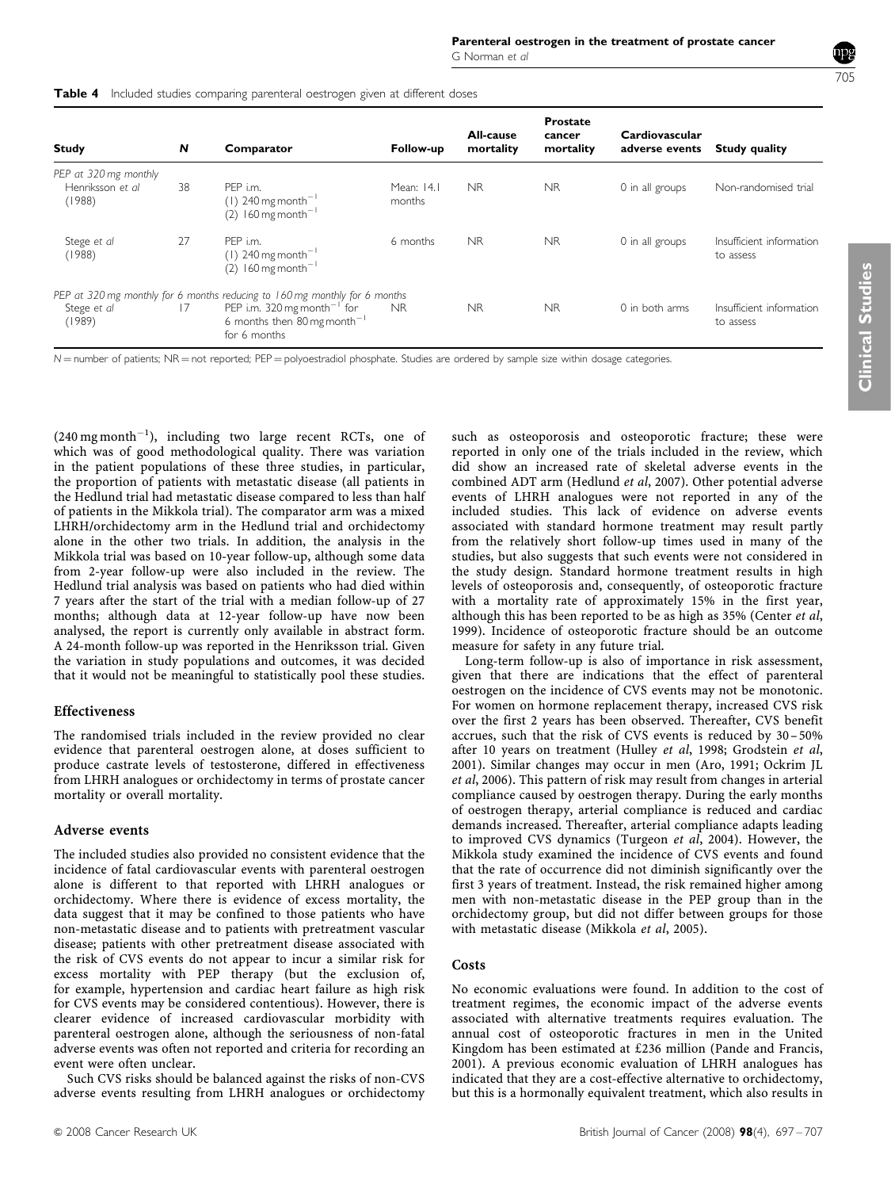**Table 4** Included studies comparing parenteral oestrogen given at different doses

| Study | N | Comparator | Follow-up | All-cause mortality | Prostate cancer mortality | Cardiovascular adverse events | Study quality |
|---|---|---|---|---|---|---|---|
| *PEP at 320 mg monthly* | | | | | | | |
| Henriksson *et al* (1988) | 38 | PEP i.m. (1) 240 mg month$^{-1}$ (2) 160 mg month$^{-1}$ | Mean: 14.1 months | NR | NR | 0 in all groups | Non-randomised trial |
| Stege *et al* (1988) | 27 | PEP i.m. (1) 240 mg month$^{-1}$ (2) 160 mg month$^{-1}$ | 6 months | NR | NR | 0 in all groups | Insufficient information to assess |
| *PEP at 320 mg monthly for 6 months reducing to 160 mg monthly for 6 months* | | | | | | | |
| Stege *et al* (1989) | 17 | PEP i.m. 320 mg month$^{-1}$ for 6 months then 80 mg month$^{-1}$ for 6 months | NR | NR | NR | 0 in both arms | Insufficient information to assess |

N = number of patients; NR = not reported; PEP = polyoestradiol phosphate. Studies are ordered by sample size within dosage categories.

(240 mg month$^{-1}$), including two large recent RCTs, one of which was of good methodological quality. There was variation in the patient populations of these three studies, in particular, the proportion of patients with metastatic disease (all patients in the Hedlund trial had metastatic disease compared to less than half of patients in the Mikkola trial). The comparator arm was a mixed LHRH/orchidectomy arm in the Hedlund trial and orchidectomy alone in the other two trials. In addition, the analysis in the Mikkola trial was based on 10-year follow-up, although some data from 2-year follow-up were also included in the review. The Hedlund trial analysis was based on patients who had died within 7 years after the start of the trial with a median follow-up of 27 months; although data at 12-year follow-up have now been analysed, the report is currently only available in abstract form. A 24-month follow-up was reported in the Henriksson trial. Given the variation in study populations and outcomes, it was decided that it would not be meaningful to statistically pool these studies.

## Effectiveness

The randomised trials included in the review provided no clear evidence that parenteral oestrogen alone, at doses sufficient to produce castrate levels of testosterone, differed in effectiveness from LHRH analogues or orchidectomy in terms of prostate cancer mortality or overall mortality.

## Adverse events

The included studies also provided no consistent evidence that the incidence of fatal cardiovascular events with parenteral oestrogen alone is different to that reported with LHRH analogues or orchidectomy. Where there is evidence of excess mortality, the data suggest that it may be confined to those patients who have non-metastatic disease and to patients with pretreatment vascular disease; patients with other pretreatment disease associated with the risk of CVS events do not appear to incur a similar risk for excess mortality with PEP therapy (but the exclusion of, for example, hypertension and cardiac heart failure as high risk for CVS events may be considered contentious). However, there is clearer evidence of increased cardiovascular morbidity with parenteral oestrogen alone, although the seriousness of non-fatal adverse events was often not reported and criteria for recording an event were often unclear.

Such CVS risks should be balanced against the risks of non-CVS adverse events resulting from LHRH analogues or orchidectomy such as osteoporosis and osteoporotic fracture; these were reported in only one of the trials included in the review, which did show an increased rate of skeletal adverse events in the combined ADT arm (Hedlund *et al*, 2007). Other potential adverse events of LHRH analogues were not reported in any of the included studies. This lack of evidence on adverse events associated with standard hormone treatment may result partly from the relatively short follow-up times used in many of the studies, but also suggests that such events were not considered in the study design. Standard hormone treatment results in high levels of osteoporosis and, consequently, of osteoporotic fracture with a mortality rate of approximately 15% in the first year, although this has been reported to be as high as 35% (Center *et al*, 1999). Incidence of osteoporotic fracture should be an outcome measure for safety in any future trial.

Long-term follow-up is also of importance in risk assessment, given that there are indications that the effect of parenteral oestrogen on the incidence of CVS events may not be monotonic. For women on hormone replacement therapy, increased CVS risk over the first 2 years has been observed. Thereafter, CVS benefit accrues, such that the risk of CVS events is reduced by 30–50% after 10 years on treatment (Hulley *et al*, 1998; Grodstein *et al*, 2001). Similar changes may occur in men (Aro, 1991; Ockrim JL *et al*, 2006). This pattern of risk may result from changes in arterial compliance caused by oestrogen therapy. During the early months of oestrogen therapy, arterial compliance is reduced and cardiac demands increased. Thereafter, arterial compliance adapts leading to improved CVS dynamics (Turgeon *et al*, 2004). However, the Mikkola study examined the incidence of CVS events and found that the rate of occurrence did not diminish significantly over the first 3 years of treatment. Instead, the risk remained higher among men with non-metastatic disease in the PEP group than in the orchidectomy group, but did not differ between groups for those with metastatic disease (Mikkola *et al*, 2005).

## Costs

No economic evaluations were found. In addition to the cost of treatment regimes, the economic impact of the adverse events associated with alternative treatments requires evaluation. The annual cost of osteoporotic fractures in men in the United Kingdom has been estimated at £236 million (Pande and Francis, 2001). A previous economic evaluation of LHRH analogues has indicated that they are a cost-effective alternative to orchidectomy, but this is a hormonally equivalent treatment, which also results in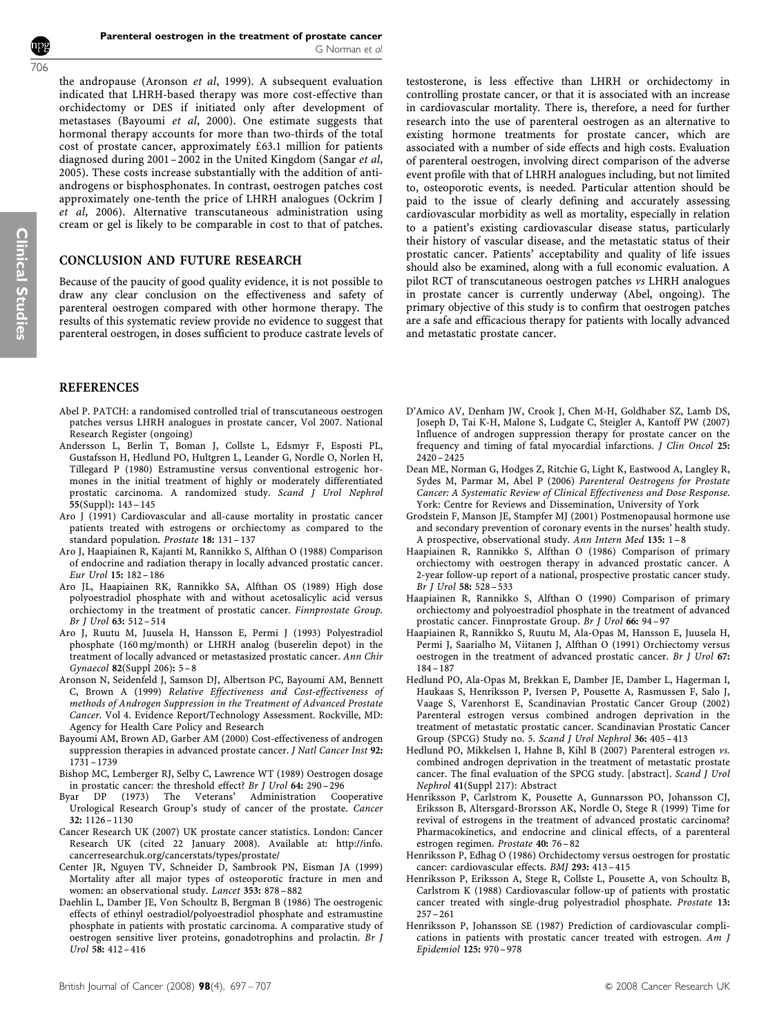the andropause (Aronson *et al*, 1999). A subsequent evaluation indicated that LHRH-based therapy was more cost-effective than orchidectomy or DES if initiated only after development of metastases (Bayoumi *et al*, 2000). One estimate suggests that hormonal therapy accounts for more than two-thirds of the total cost of prostate cancer, approximately £63.1 million for patients diagnosed during 2001–2002 in the United Kingdom (Sangar *et al*, 2005). These costs increase substantially with the addition of anti-androgens or bisphosphonates. In contrast, oestrogen patches cost approximately one-tenth the price of LHRH analogues (Ockrim J *et al*, 2006). Alternative transcutaneous administration using cream or gel is likely to be comparable in cost to that of patches.

## CONCLUSION AND FUTURE RESEARCH

Because of the paucity of good quality evidence, it is not possible to draw any clear conclusion on the effectiveness and safety of parenteral oestrogen compared with other hormone therapy. The results of this systematic review provide no evidence to suggest that parenteral oestrogen, in doses sufficient to produce castrate levels of testosterone, is less effective than LHRH or orchidectomy in controlling prostate cancer, or that it is associated with an increase in cardiovascular mortality. There is, therefore, a need for further research into the use of parenteral oestrogen as an alternative to existing hormone treatments for prostate cancer, which are associated with a number of side effects and high costs. Evaluation of parenteral oestrogen, involving direct comparison of the adverse event profile with that of LHRH analogues including, but not limited to, osteoporotic events, is needed. Particular attention should be paid to the issue of clearly defining and accurately assessing cardiovascular morbidity as well as mortality, especially in relation to a patient's existing cardiovascular disease status, particularly their history of vascular disease, and the metastatic status of their prostatic cancer. Patients' acceptability and quality of life issues should also be examined, along with a full economic evaluation. A pilot RCT of transcutaneous oestrogen patches *vs* LHRH analogues in prostate cancer is currently underway (Abel, ongoing). The primary objective of this study is to confirm that oestrogen patches are a safe and efficacious therapy for patients with locally advanced and metastatic prostate cancer.

## REFERENCES

Abel P. PATCH: a randomised controlled trial of transcutaneous oestrogen patches versus LHRH analogues in prostate cancer, Vol 2007. National Research Register (ongoing)

Andersson L, Berlin T, Boman J, Collste L, Edsmyr F, Esposti PL, Gustafsson H, Hedlund PO, Hultgren L, Leander G, Nordle O, Norlen H, Tillegard P (1980) Estramustine versus conventional estrogenic hormones in the initial treatment of highly or moderately differentiated prostatic carcinoma. A randomized study. *Scand J Urol Nephrol* **55**(Suppl)**:** 143–145

Aro J (1991) Cardiovascular and all-cause mortality in prostatic cancer patients treated with estrogens or orchiectomy as compared to the standard population. *Prostate* **18:** 131–137

Aro J, Haapiainen R, Kajanti M, Rannikko S, Alfthan O (1988) Comparison of endocrine and radiation therapy in locally advanced prostatic cancer. *Eur Urol* **15:** 182–186

Aro JL, Haapiainen RK, Rannikko SA, Alfthan OS (1989) High dose polyoestradiol phosphate with and without acetosalicylic acid versus orchiectomy in the treatment of prostatic cancer. Finnprostate Group. *Br J Urol* **63:** 512–514

Aro J, Ruutu M, Juusela H, Hansson E, Permi J (1993) Polyestradiol phosphate (160 mg/month) or LHRH analog (buserelin depot) in the treatment of locally advanced or metastasized prostatic cancer. *Ann Chir Gynaecol* **82**(Suppl 206)**:** 5–8

Aronson N, Seidenfeld J, Samson DJ, Albertson PC, Bayoumi AM, Bennett C, Brown A (1999) *Relative Effectiveness and Cost-effectiveness of methods of Androgen Suppression in the Treatment of Advanced Prostate Cancer*. Vol 4. Evidence Report/Technology Assessment. Rockville, MD: Agency for Health Care Policy and Research

Bayoumi AM, Brown AD, Garber AM (2000) Cost-effectiveness of androgen suppression therapies in advanced prostate cancer. *J Natl Cancer Inst* **92:** 1731–1739

Bishop MC, Lemberger RJ, Selby C, Lawrence WT (1989) Oestrogen dosage in prostatic cancer: the threshold effect? *Br J Urol* **64:** 290–296

Byar DP (1973) The Veterans' Administration Cooperative Urological Research Group's study of cancer of the prostate. *Cancer* **32:** 1126–1130

Cancer Research UK (2007) UK prostate cancer statistics. London: Cancer Research UK (cited 22 January 2008). Available at: http://info.cancerresearchuk.org/cancerstats/types/prostate/

Center JR, Nguyen TV, Schneider D, Sambrook PN, Eisman JA (1999) Mortality after all major types of osteoporotic fracture in men and women: an observational study. *Lancet* **353:** 878–882

Daehlin L, Damber JE, Von Schoultz B, Bergman B (1986) The oestrogenic effects of ethinyl oestradiol/polyoestradiol phosphate and estramustine phosphate in patients with prostatic carcinoma. A comparative study of oestrogen sensitive liver proteins, gonadotrophins and prolactin. *Br J Urol* **58:** 412–416

D'Amico AV, Denham JW, Crook J, Chen M-H, Goldhaber SZ, Lamb DS, Joseph D, Tai K-H, Malone S, Ludgate C, Steigler A, Kantoff PW (2007) Influence of androgen suppression therapy for prostate cancer on the frequency and timing of fatal myocardial infarctions. *J Clin Oncol* **25:** 2420–2425

Dean ME, Norman G, Hodges Z, Ritchie G, Light K, Eastwood A, Langley R, Sydes M, Parmar M, Abel P (2006) *Parenteral Oestrogens for Prostate Cancer: A Systematic Review of Clinical Effectiveness and Dose Response*. York: Centre for Reviews and Dissemination, University of York

Grodstein F, Manson JE, Stampfer MJ (2001) Postmenopausal hormone use and secondary prevention of coronary events in the nurses' health study. A prospective, observational study. *Ann Intern Med* **135:** 1–8

Haapiainen R, Rannikko S, Alfthan O (1986) Comparison of primary orchiectomy with oestrogen therapy in advanced prostatic cancer. A 2-year follow-up report of a national, prospective prostatic cancer study. *Br J Urol* **58:** 528–533

Haapiainen R, Rannikko S, Alfthan O (1990) Comparison of primary orchiectomy and polyoestradiol phosphate in the treatment of advanced prostatic cancer. Finnprostate Group. *Br J Urol* **66:** 94–97

Haapiainen R, Rannikko S, Ruutu M, Ala-Opas M, Hansson E, Juusela H, Permi J, Saarialho M, Viitanen J, Alfthan O (1991) Orchiectomy versus oestrogen in the treatment of advanced prostatic cancer. *Br J Urol* **67:** 184–187

Hedlund PO, Ala-Opas M, Brekkan E, Damber JE, Damber L, Hagerman I, Haukaas S, Henriksson P, Iversen P, Pousette A, Rasmussen F, Salo J, Vaage S, Varenhorst E, Scandinavian Prostatic Cancer Group (2002) Parenteral estrogen versus combined androgen deprivation in the treatment of metastatic prostatic cancer. Scandinavian Prostatic Cancer Group (SPCG) Study no. 5. *Scand J Urol Nephrol* **36:** 405–413

Hedlund PO, Mikkelsen I, Hahne B, Kihl B (2007) Parenteral estrogen *vs.* combined androgen deprivation in the treatment of metastatic prostate cancer. The final evaluation of the SPCG study. [abstract]. *Scand J Urol Nephrol* **41**(Suppl 217): Abstract

Henriksson P, Carlstrom K, Pousette A, Gunnarsson PO, Johansson CJ, Eriksson B, Altersgard-Brorsson AK, Nordle O, Stege R (1999) Time for revival of estrogens in the treatment of advanced prostatic carcinoma? Pharmacokinetics, and endocrine and clinical effects, of a parenteral estrogen regimen. *Prostate* **40:** 76–82

Henriksson P, Edhag O (1986) Orchidectomy versus oestrogen for prostatic cancer: cardiovascular effects. *BMJ* **293:** 413–415

Henriksson P, Eriksson A, Stege R, Collste L, Pousette A, von Schoultz B, Carlstrom K (1988) Cardiovascular follow-up of patients with prostatic cancer treated with single-drug polyestradiol phosphate. *Prostate* **13:** 257–261

Henriksson P, Johansson SE (1987) Prediction of cardiovascular complications in patients with prostatic cancer treated with estrogen. *Am J Epidemiol* **125:** 970–978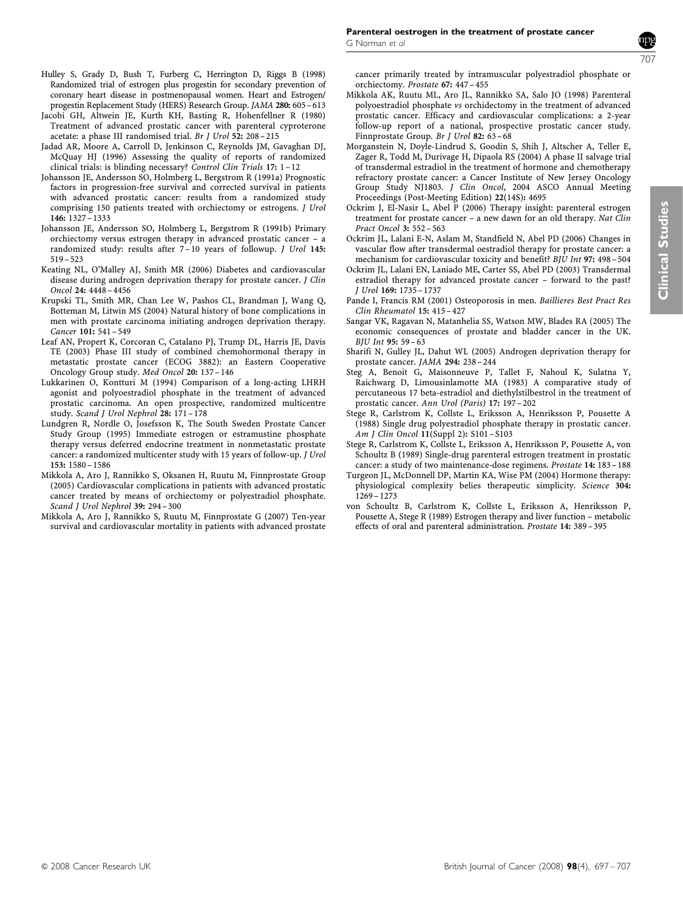Hulley S, Grady D, Bush T, Furberg C, Herrington D, Riggs B (1998) Randomized trial of estrogen plus progestin for secondary prevention of coronary heart disease in postmenopausal women. Heart and Estrogen/progestin Replacement Study (HERS) Research Group. *JAMA* **280:** 605 – 613

Jacobi GH, Altwein JE, Kurth KH, Basting R, Hohenfellner R (1980) Treatment of advanced prostatic cancer with parenteral cyproterone acetate: a phase III randomised trial. *Br J Urol* **52:** 208 – 215

Jadad AR, Moore A, Carroll D, Jenkinson C, Reynolds JM, Gavaghan DJ, McQuay HJ (1996) Assessing the quality of reports of randomized clinical trials: is blinding necessary? *Control Clin Trials* **17:** 1 – 12

Johansson JE, Andersson SO, Holmberg L, Bergstrom R (1991a) Prognostic factors in progression-free survival and corrected survival in patients with advanced prostatic cancer: results from a randomized study comprising 150 patients treated with orchiectomy or estrogens. *J Urol* **146:** 1327 – 1333

Johansson JE, Andersson SO, Holmberg L, Bergstrom R (1991b) Primary orchiectomy versus estrogen therapy in advanced prostatic cancer – a randomized study: results after 7 – 10 years of followup. *J Urol* **145:** 519 – 523

Keating NL, O'Malley AJ, Smith MR (2006) Diabetes and cardiovascular disease during androgen deprivation therapy for prostate cancer. *J Clin Oncol* **24:** 4448 – 4456

Krupski TL, Smith MR, Catalano Lee W, Pashos CL, Brandman J, Wang Q, Botteman M, Litwin MS (2004) Natural history of bone complications in men with prostate carcinoma initiating androgen deprivation therapy. *Cancer* **101:** 541 – 549

Leaf AN, Propert K, Corcoran C, Catalano PJ, Trump DL, Harris JE, Davis TE (2003) Phase III study of combined chemohormonal therapy in metastatic prostate cancer (ECOG 3882): an Eastern Cooperative Oncology Group study. *Med Oncol* **20:** 137 – 146

Lukkarinen O, Kontturi M (1994) Comparison of a long-acting LHRH agonist and polyoestradiol phosphate in the treatment of advanced prostatic carcinoma. An open prospective, randomized multicentre study. *Scand J Urol Nephrol* **28:** 171 – 178

Lundgren R, Nordle O, Josefsson K, The South Sweden Prostate Cancer Study Group (1995) Immediate estrogen or estramustine phosphate therapy versus deferred endocrine treatment in nonmetastatic prostate cancer: a randomized multicenter study with 15 years of follow-up. *J Urol* **153:** 1580 – 1586

Mikkola A, Aro J, Rannikko S, Oksanen H, Ruutu M, Finnprostate Group (2005) Cardiovascular complications in patients with advanced prostatic cancer treated by means of orchiectomy or polyestradiol phosphate. *Scand J Urol Nephrol* **39:** 294 – 300

Mikkola A, Aro J, Rannikko S, Ruutu M, Finnprostate G (2007) Ten-year survival and cardiovascular mortality in patients with advanced prostate cancer primarily treated by intramuscular polyestradiol phosphate or orchiectomy. *Prostate* **67:** 447 – 455

Mikkola AK, Ruutu ML, Aro JL, Rannikko SA, Salo JO (1998) Parenteral polyoestradiol phosphate *vs* orchidectomy in the treatment of advanced prostatic cancer. Efficacy and cardiovascular complications: a 2-year follow-up report of a national, prospective prostatic cancer study. Finnprostate Group. *Br J Urol* **82:** 63 – 68

Morganstein N, Doyle-Lindrud S, Goodin S, Shih J, Altscher A, Teller E, Zager R, Todd M, Durivage H, Dipaola RS (2004) A phase II salvage trial of transdermal estradiol in the treatment of hormone and chemotherapy refractory prostate cancer: a Cancer Institute of New Jersey Oncology Group Study NJ1803. *J Clin Oncol*, 2004 ASCO Annual Meeting Proceedings (Post-Meeting Edition) **22**(14S)**:** 4695

Ockrim J, El-Nasir L, Abel P (2006) Therapy insight: parenteral estrogen treatment for prostate cancer – a new dawn for an old therapy. *Nat Clin Pract Oncol* **3:** 552 – 563

Ockrim JL, Lalani E-N, Aslam M, Standfield N, Abel PD (2006) Changes in vascular flow after transdermal oestradiol therapy for prostate cancer: a mechanism for cardiovascular toxicity and benefit? *BJU Int* **97:** 498 – 504

Ockrim JL, Lalani EN, Laniado ME, Carter SS, Abel PD (2003) Transdermal estradiol therapy for advanced prostate cancer – forward to the past? *J Urol* **169:** 1735 – 1737

Pande I, Francis RM (2001) Osteoporosis in men. *Baillieres Best Pract Res Clin Rheumatol* **15:** 415 – 427

Sangar VK, Ragavan N, Matanhelia SS, Watson MW, Blades RA (2005) The economic consequences of prostate and bladder cancer in the UK. *BJU Int* **95:** 59 – 63

Sharifi N, Gulley JL, Dahut WL (2005) Androgen deprivation therapy for prostate cancer. *JAMA* **294:** 238 – 244

Steg A, Benoit G, Maisonneuve P, Tallet F, Nahoul K, Sulatna Y, Raichwarg D, Limousinlamotte MA (1983) A comparative study of percutaneous 17 beta-estradiol and diethylstilbestrol in the treatment of prostatic cancer. *Ann Urol (Paris)* **17:** 197 – 202

Stege R, Carlstrom K, Collste L, Eriksson A, Henriksson P, Pousette A (1988) Single drug polyestradiol phosphate therapy in prostatic cancer. *Am J Clin Oncol* **11**(Suppl 2)**:** S101 – S103

Stege R, Carlstrom K, Collste L, Eriksson A, Henriksson P, Pousette A, von Schoultz B (1989) Single-drug parenteral estrogen treatment in prostatic cancer: a study of two maintenance-dose regimens. *Prostate* **14:** 183 – 188

Turgeon JL, McDonnell DP, Martin KA, Wise PM (2004) Hormone therapy: physiological complexity belies therapeutic simplicity. *Science* **304:** 1269 – 1273

von Schoultz B, Carlstrom K, Collste L, Eriksson A, Henriksson P, Pousette A, Stege R (1989) Estrogen therapy and liver function – metabolic effects of oral and parenteral administration. *Prostate* **14:** 389 – 395